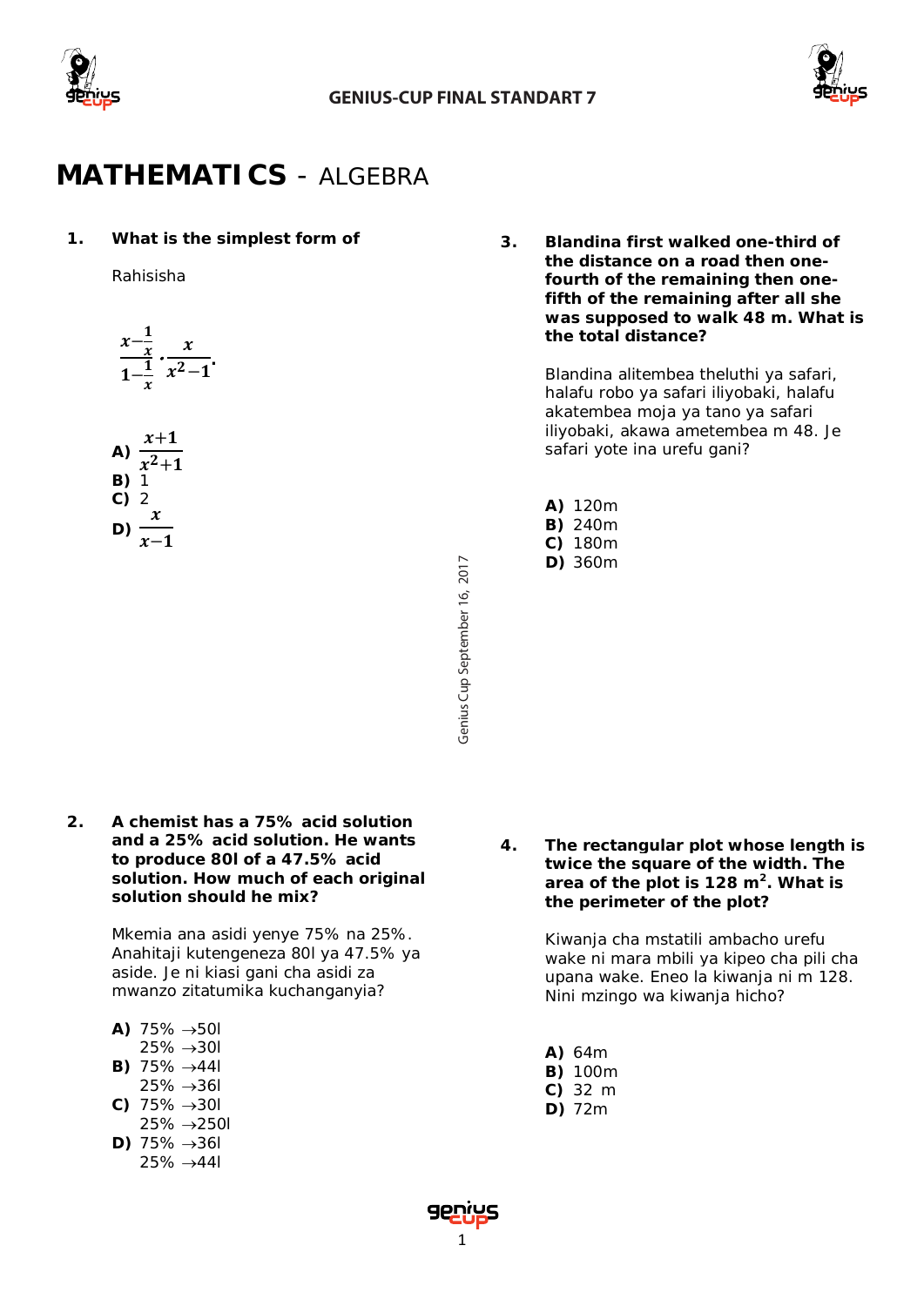# MATHEMATICS - ALGEBRA

**1. What is the simplest form of**

Rahisisha

$$\frac{x-\frac{1}{x}}{1-\frac{1}{x}} \cdot \frac{x}{x^2-1}.$$

**A)** $\frac{x+1}{x^2+1}$
**B)** 1
**C)** 2
**D)** $\frac{x}{x-1}$

**2. A chemist has a 75% acid solution and a 25% acid solution. He wants to produce 80l of a 47.5% acid solution. How much of each original solution should he mix?**

Mkemia ana asidi yenye 75% na 25%. Anahitaji kutengeneza 80l ya 47.5% ya aside. Je ni kiasi gani cha asidi za mwanzo zitatumika kuchanganyia?

**A)** 75% →50l
25% →30l
**B)** 75% →44l
25% →36l
**C)** 75% →30l
25% →250l
**D)** 75% →36l
25% →44l

**3. Blandina first walked one-third of the distance on a road then one-fourth of the remaining then one-fifth of the remaining after all she was supposed to walk 48 m. What is the total distance?**

Blandina alitembea theluthi ya safari, halafu robo ya safari iliyobaki, halafu akatembea moja ya tano ya safari iliyobaki, akawa ametembea m 48. Je safari yote ina urefu gani?

**A)** 120m
**B)** 240m
**C)** 180m
**D)** 360m

**4. The rectangular plot whose length is twice the square of the width. The area of the plot is 128 $m^2$. What is the perimeter of the plot?**

Kiwanja cha mstatili ambacho urefu wake ni mara mbili ya kipeo cha pili cha upana wake. Eneo la kiwanja ni m 128. Nini mzingo wa kiwanja hicho?

**A)** 64m
**B)** 100m
**C)** 32 m
**D)** 72m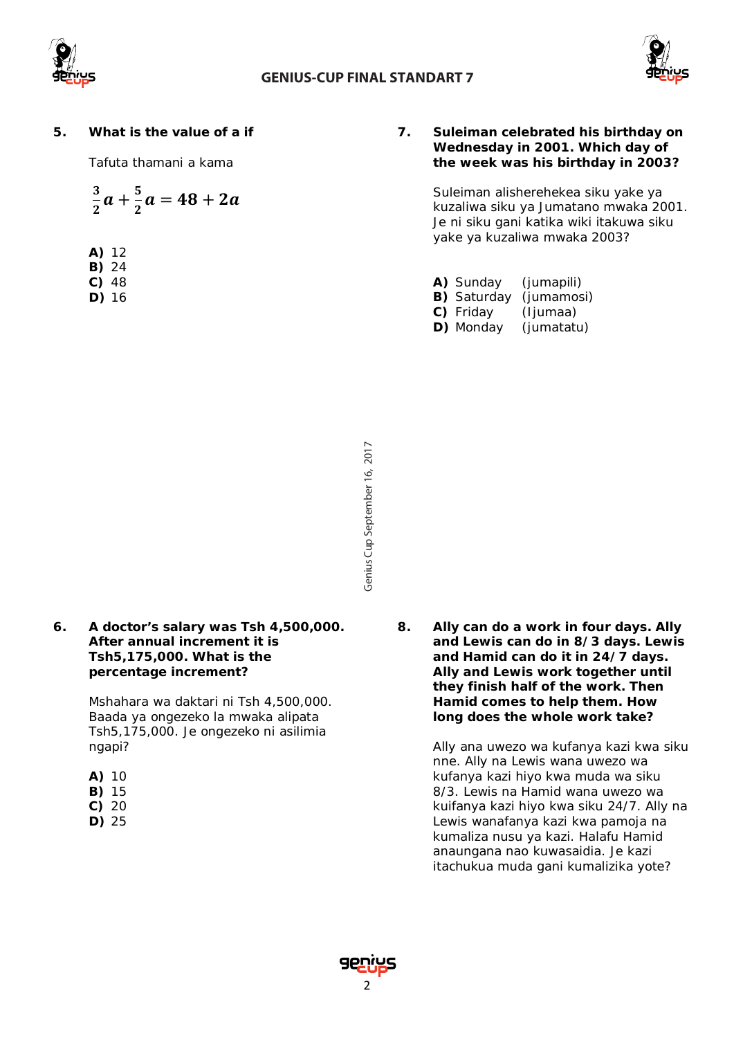**5. What is the value of a if**

Tafuta thamani a kama

$$\frac{3}{2}a + \frac{5}{2}a = 48 + 2a$$

**A)** 12
**B)** 24
**C)** 48
**D)** 16

**7. Suleiman celebrated his birthday on Wednesday in 2001. Which day of the week was his birthday in 2003?**

Suleiman alisherehekea siku yake ya kuzaliwa siku ya Jumatano mwaka 2001. Je ni siku gani katika wiki itakuwa siku yake ya kuzaliwa mwaka 2003?

**A)** Sunday (jumapili)
**B)** Saturday (jumamosi)
**C)** Friday (Ijumaa)
**D)** Monday (jumatatu)

Genius Cup September 16, 2017

**6. A doctor's salary was Tsh 4,500,000. After annual increment it is Tsh5,175,000. What is the percentage increment?**

Mshahara wa daktari ni Tsh 4,500,000. Baada ya ongezeko la mwaka alipata Tsh5,175,000. Je ongezeko ni asilimia ngapi?

**A)** 10
**B)** 15
**C)** 20
**D)** 25

**8. Ally can do a work in four days. Ally and Lewis can do in 8/3 days. Lewis and Hamid can do it in 24/7 days. Ally and Lewis work together until they finish half of the work. Then Hamid comes to help them. How long does the whole work take?**

Ally ana uwezo wa kufanya kazi kwa siku nne. Ally na Lewis wana uwezo wa kufanya kazi hiyo kwa muda wa siku 8/3. Lewis na Hamid wana uwezo wa kuifanya kazi hiyo kwa siku 24/7. Ally na Lewis wanafanya kazi kwa pamoja na kumaliza nusu ya kazi. Halafu Hamid anaungana nao kuwasaidia. Je kazi itachukua muda gani kumalizika yote?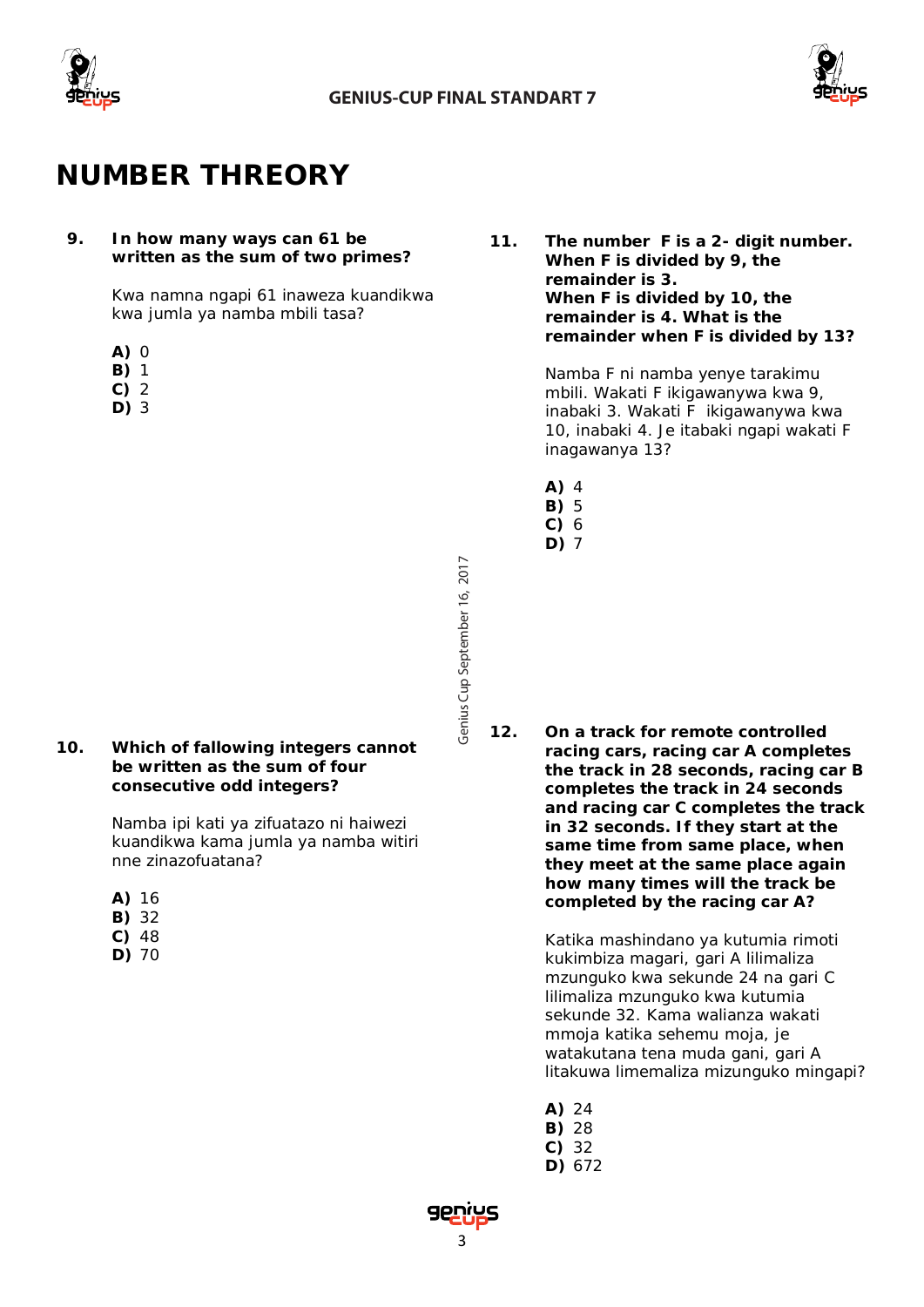# NUMBER THREORY

**9. In how many ways can 61 be written as the sum of two primes?**

Kwa namna ngapi 61 inaweza kuandikwa kwa jumla ya namba mbili tasa?

**A)** 0
**B)** 1
**C)** 2
**D)** 3

**10. Which of fallowing integers cannot be written as the sum of four consecutive odd integers?**

Namba ipi kati ya zifuatazo ni haiwezi kuandikwa kama jumla ya namba witiri nne zinazofuatana?

**A)** 16
**B)** 32
**C)** 48
**D)** 70

**11. The number F is a 2- digit number. When F is divided by 9, the remainder is 3. When F is divided by 10, the remainder is 4. What is the remainder when F is divided by 13?**

Namba F ni namba yenye tarakimu mbili. Wakati F ikigawanywa kwa 9, inabaki 3. Wakati F ikigawanywa kwa 10, inabaki 4. Je itabaki ngapi wakati F inagawanya 13?

**A)** 4
**B)** 5
**C)** 6
**D)** 7

**12. On a track for remote controlled racing cars, racing car A completes the track in 28 seconds, racing car B completes the track in 24 seconds and racing car C completes the track in 32 seconds. If they start at the same time from same place, when they meet at the same place again how many times will the track be completed by the racing car A?**

Katika mashindano ya kutumia rimoti kukimbiza magari, gari A lilimaliza mzunguko kwa sekunde 24 na gari C lilimaliza mzunguko kwa kutumia sekunde 32. Kama walianza wakati mmoja katika sehemu moja, je watakutana tena muda gani, gari A litakuwa limemaliza mizunguko mingapi?

**A)** 24
**B)** 28
**C)** 32
**D)** 672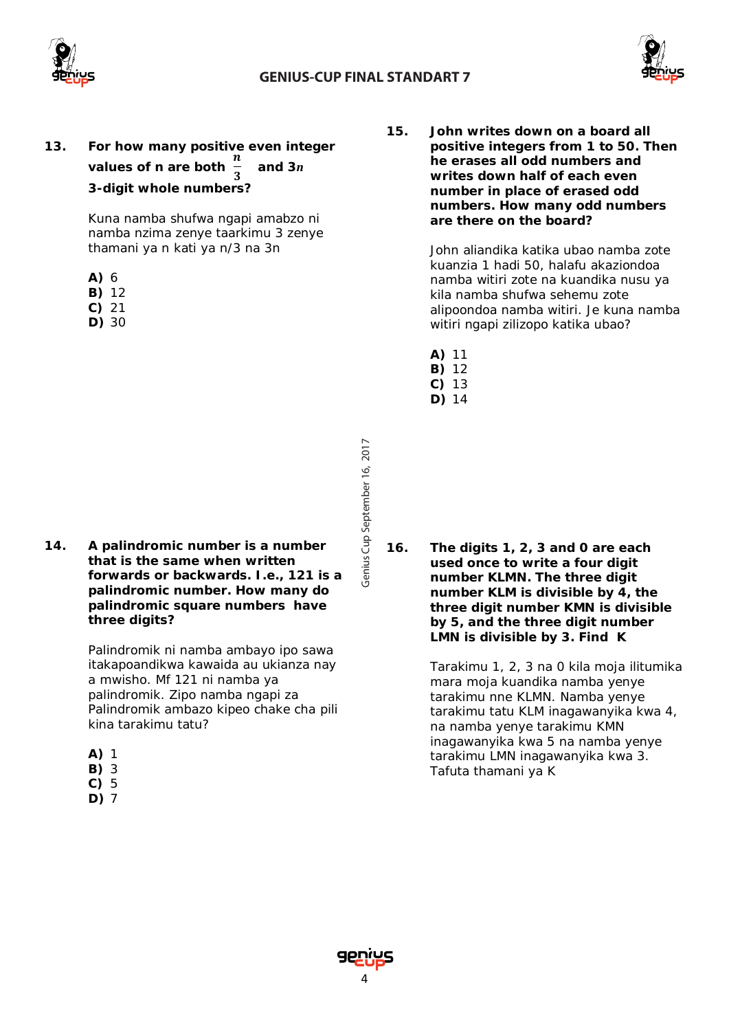**13. For how many positive even integer values of n are both $\frac{n}{3}$ and $3n$ 3-digit whole numbers?**

Kuna namba shufwa ngapi amabzo ni namba nzima zenye taarkimu 3 zenye thamani ya n kati ya n/3 na 3n

**A)** 6
**B)** 12
**C)** 21
**D)** 30

**14. A palindromic number is a number that is the same when written forwards or backwards. I.e., 121 is a palindromic number. How many do palindromic square numbers have three digits?**

Palindromik ni namba ambayo ipo sawa itakapoandikwa kawaida au ukianza nay a mwisho. Mf 121 ni namba ya palindromik. Zipo namba ngapi za Palindromik ambazo kipeo chake cha pili kina tarakimu tatu?

**A)** 1
**B)** 3
**C)** 5
**D)** 7

**15. John writes down on a board all positive integers from 1 to 50. Then he erases all odd numbers and writes down half of each even number in place of erased odd numbers. How many odd numbers are there on the board?**

John aliandika katika ubao namba zote kuanzia 1 hadi 50, halafu akaziondoa namba witiri zote na kuandika nusu ya kila namba shufwa sehemu zote alipoondoa namba witiri. Je kuna namba witiri ngapi zilizopo katika ubao?

**A)** 11
**B)** 12
**C)** 13
**D)** 14

**16. The digits 1, 2, 3 and 0 are each used once to write a four digit number KLMN. The three digit number KLM is divisible by 4, the three digit number KMN is divisible by 5, and the three digit number LMN is divisible by 3. Find K**

Tarakimu 1, 2, 3 na 0 kila moja ilitumika mara moja kuandika namba yenye tarakimu nne KLMN. Namba yenye tarakimu tatu KLM inagawanyika kwa 4, na namba yenye tarakimu KMN inagawanyika kwa 5 na namba yenye tarakimu LMN inagawanyika kwa 3. Tafuta thamani ya K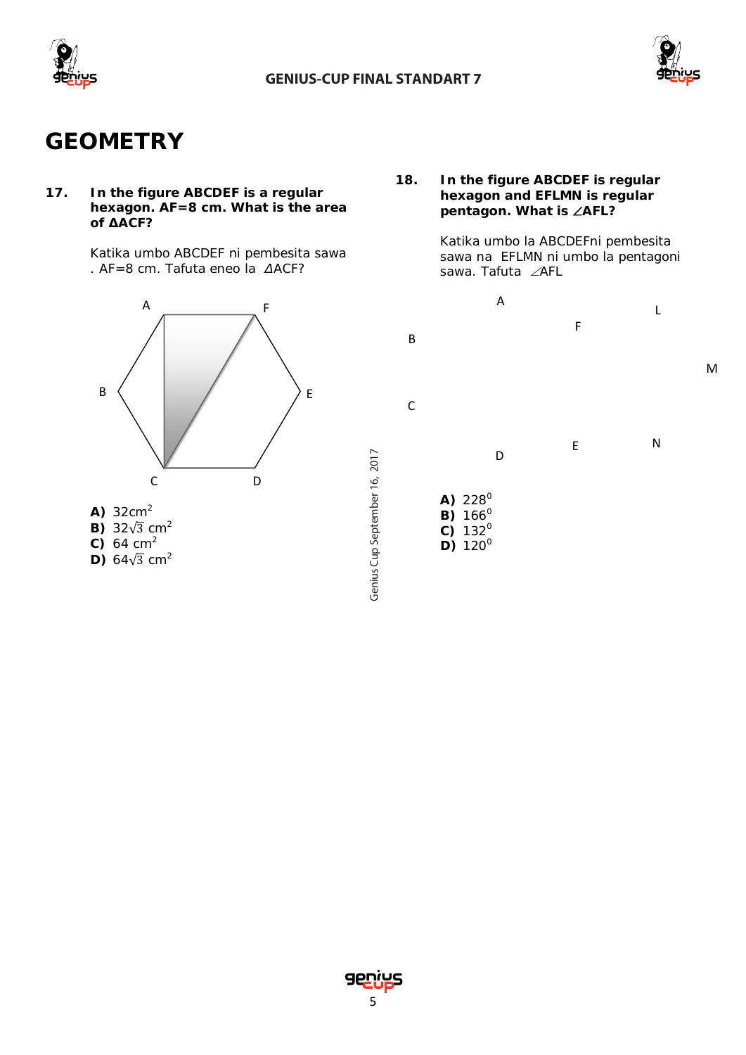# GEOMETRY

**17. In the figure ABCDEF is a regular hexagon. AF=8 cm. What is the area of ΔACF?**

Katika umbo ABCDEF ni pembesita sawa . AF=8 cm. Tafuta eneo la ΔACF?

A F B E C D

**A)** $32\text{cm}^2$
**B)** $32\sqrt{3}\text{ cm}^2$
**C)** $64\text{ cm}^2$
**D)** $64\sqrt{3}\text{ cm}^2$

**18. In the figure ABCDEF is regular hexagon and EFLMN is regular pentagon. What is ∠AFL?**

Katika umbo la ABCDEFni pembesita sawa na EFLMN ni umbo la pentagoni sawa. Tafuta ∠AFL

A L F B M C E N D

**A)** $228^0$
**B)** $166^0$
**C)** $132^0$
**D)** $120^0$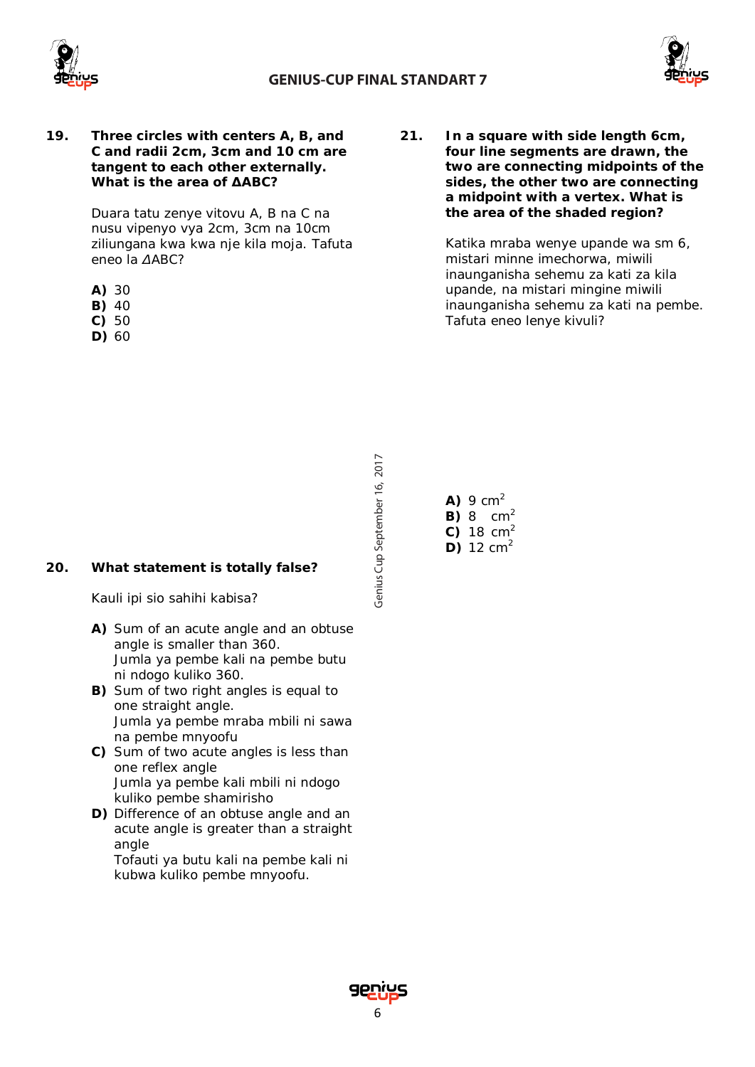**19. Three circles with centers A, B, and C and radii 2cm, 3cm and 10 cm are tangent to each other externally. What is the area of ΔABC?**

Duara tatu zenye vitovu A, B na C na nusu vipenyo vya 2cm, 3cm na 10cm ziliungana kwa kwa nje kila moja. Tafuta eneo la ΔABC?

**A)** 30
**B)** 40
**C)** 50
**D)** 60

**20. What statement is totally false?**

Kauli ipi sio sahihi kabisa?

**A)** Sum of an acute angle and an obtuse angle is smaller than 360.
Jumla ya pembe kali na pembe butu ni ndogo kuliko 360.

**B)** Sum of two right angles is equal to one straight angle.
Jumla ya pembe mraba mbili ni sawa na pembe mnyoofu

**C)** Sum of two acute angles is less than one reflex angle
Jumla ya pembe kali mbili ni ndogo kuliko pembe shamirisho

**D)** Difference of an obtuse angle and an acute angle is greater than a straight angle
Tofauti ya butu kali na pembe kali ni kubwa kuliko pembe mnyoofu.

**21. In a square with side length 6cm, four line segments are drawn, the two are connecting midpoints of the sides, the other two are connecting a midpoint with a vertex. What is the area of the shaded region?**

Katika mraba wenye upande wa sm 6, mistari minne imechorwa, miwili inaunganisha sehemu za kati za kila upande, na mistari mingine miwili inaunganisha sehemu za kati na pembe. Tafuta eneo lenye kivuli?

**A)** 9 $cm^2$
**B)** 8 $cm^2$
**C)** 18 $cm^2$
**D)** 12 $cm^2$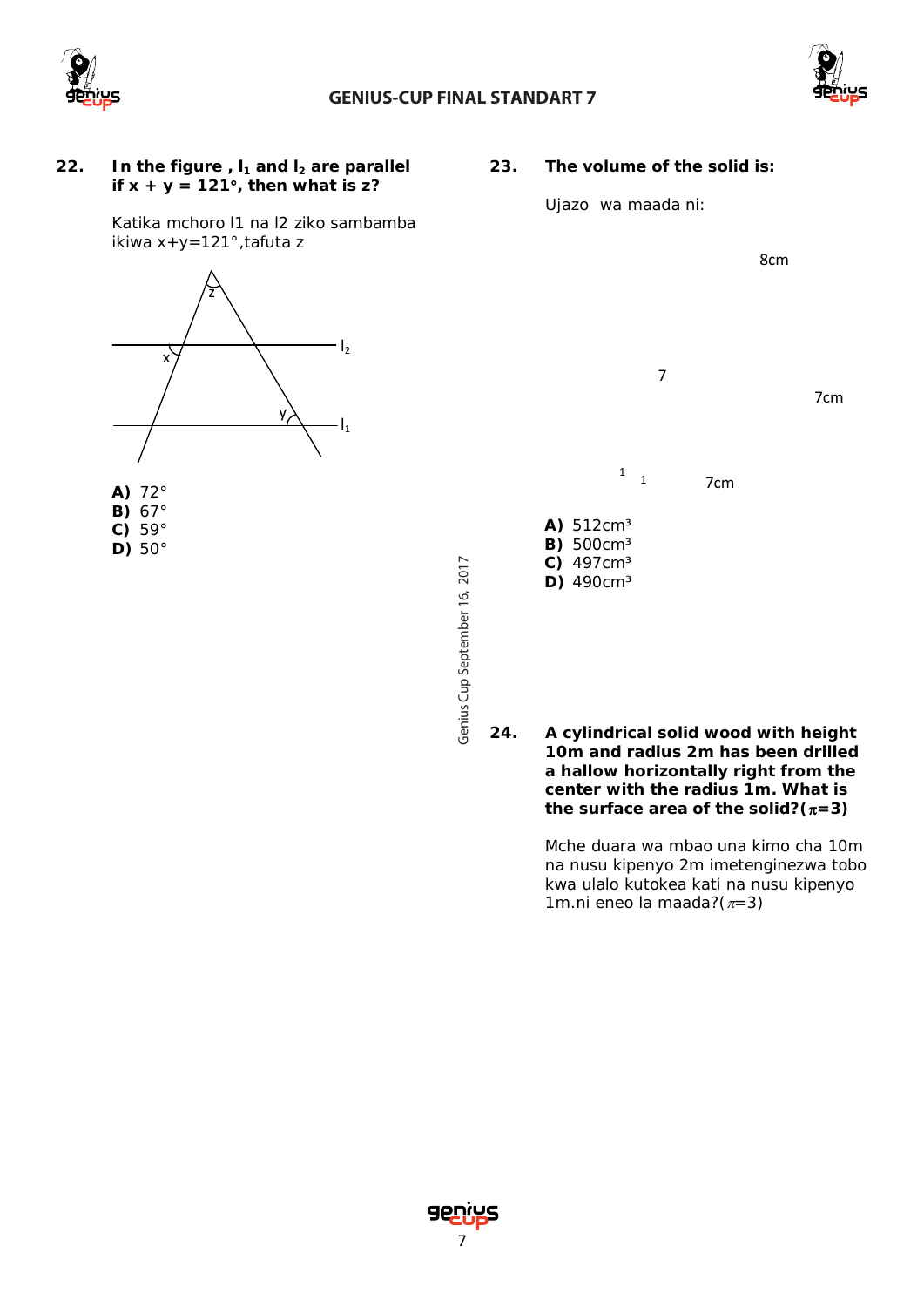**22.** **In the figure, $l_1$ and $l_2$ are parallel if $x + y = 121°$, then what is z?**

Katika mchoro l1 na l2 ziko sambamba ikiwa x+y=121°,tafuta z

z

x

$l_2$

y

$l_1$

**A)** 72°
**B)** 67°
**C)** 59°
**D)** 50°

**23.** **The volume of the solid is:**

Ujazo wa maada ni:

8cm

7

7cm

1 1 7cm

**A)** 512cm³
**B)** 500cm³
**C)** 497cm³
**D)** 490cm³

**24.** **A cylindrical solid wood with height 10m and radius 2m has been drilled a hallow horizontally right from the center with the radius 1m. What is the surface area of the solid?($\pi$=3)**

Mche duara wa mbao una kimo cha 10m na nusu kipenyo 2m imetenginezwa tobo kwa ulalo kutokea kati na nusu kipenyo 1m.ni eneo la maada?($\pi$=3)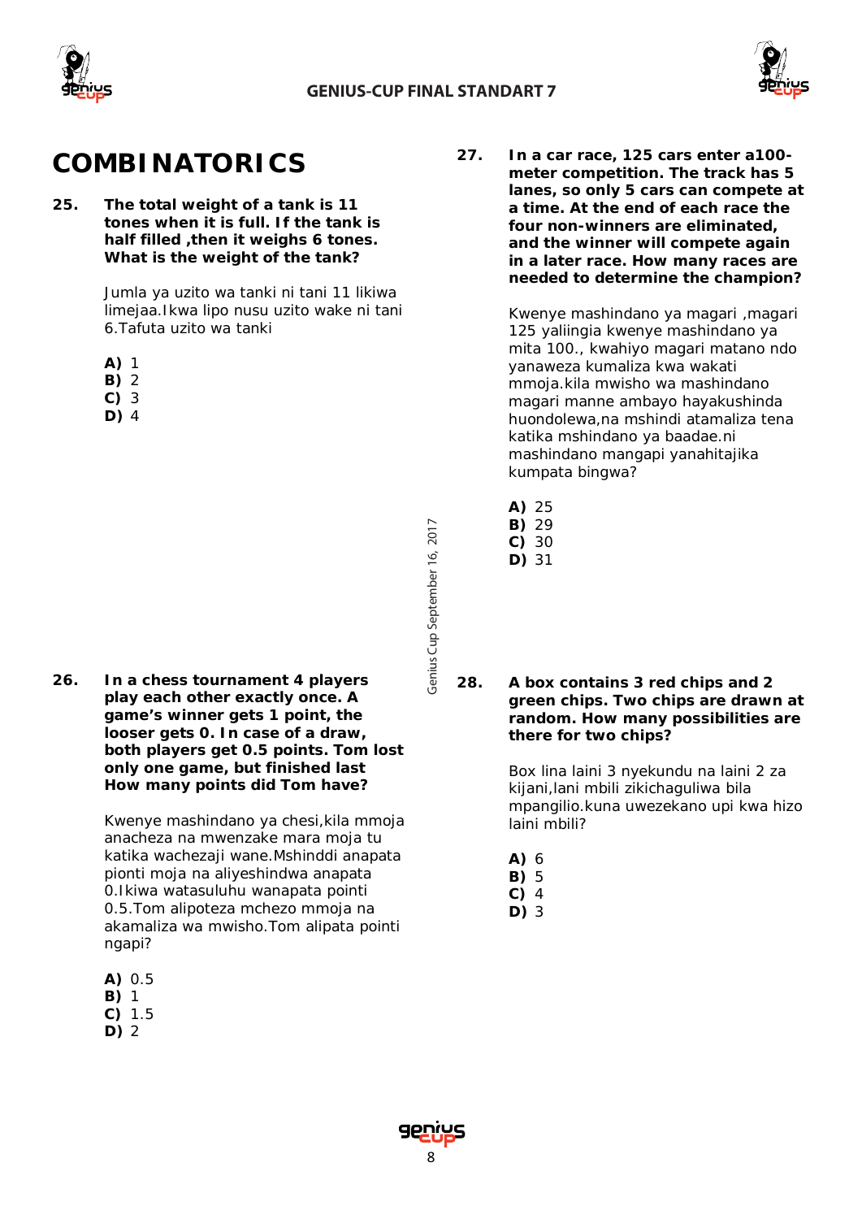# COMBINATORICS

**25. The total weight of a tank is 11 tones when it is full. If the tank is half filled ,then it weighs 6 tones. What is the weight of the tank?**

Jumla ya uzito wa tanki ni tani 11 likiwa limejaa.Ikwa lipo nusu uzito wake ni tani 6.Tafuta uzito wa tanki

**A)** 1
**B)** 2
**C)** 3
**D)** 4

**26. In a chess tournament 4 players play each other exactly once. A game's winner gets 1 point, the looser gets 0. In case of a draw, both players get 0.5 points. Tom lost only one game, but finished last How many points did Tom have?**

Kwenye mashindano ya chesi,kila mmoja anacheza na mwenzake mara moja tu katika wachezaji wane.Mshinddi anapata pionti moja na aliyeshindwa anapata 0.Ikiwa watasuluhu wanapata pointi 0.5.Tom alipoteza mchezo mmoja na akamaliza wa mwisho.Tom alipata pointi ngapi?

**A)** 0.5
**B)** 1
**C)** 1.5
**D)** 2

**27. In a car race, 125 cars enter a100-meter competition. The track has 5 lanes, so only 5 cars can compete at a time. At the end of each race the four non-winners are eliminated, and the winner will compete again in a later race. How many races are needed to determine the champion?**

Kwenye mashindano ya magari ,magari 125 yaliingia kwenye mashindano ya mita 100., kwahiyo magari matano ndo yanaweza kumaliza kwa wakati mmoja.kila mwisho wa mashindano magari manne ambayo hayakushinda huondolewa,na mshindi atamaliza tena katika mshindano ya baadae.ni mashindano mangapi yanahitajika kumpata bingwa?

**A)** 25
**B)** 29
**C)** 30
**D)** 31

**28. A box contains 3 red chips and 2 green chips. Two chips are drawn at random. How many possibilities are there for two chips?**

Box lina laini 3 nyekundu na laini 2 za kijani,lani mbili zikichaguliwa bila mpangilio.kuna uwezekano upi kwa hizo laini mbili?

**A)** 6
**B)** 5
**C)** 4
**D)** 3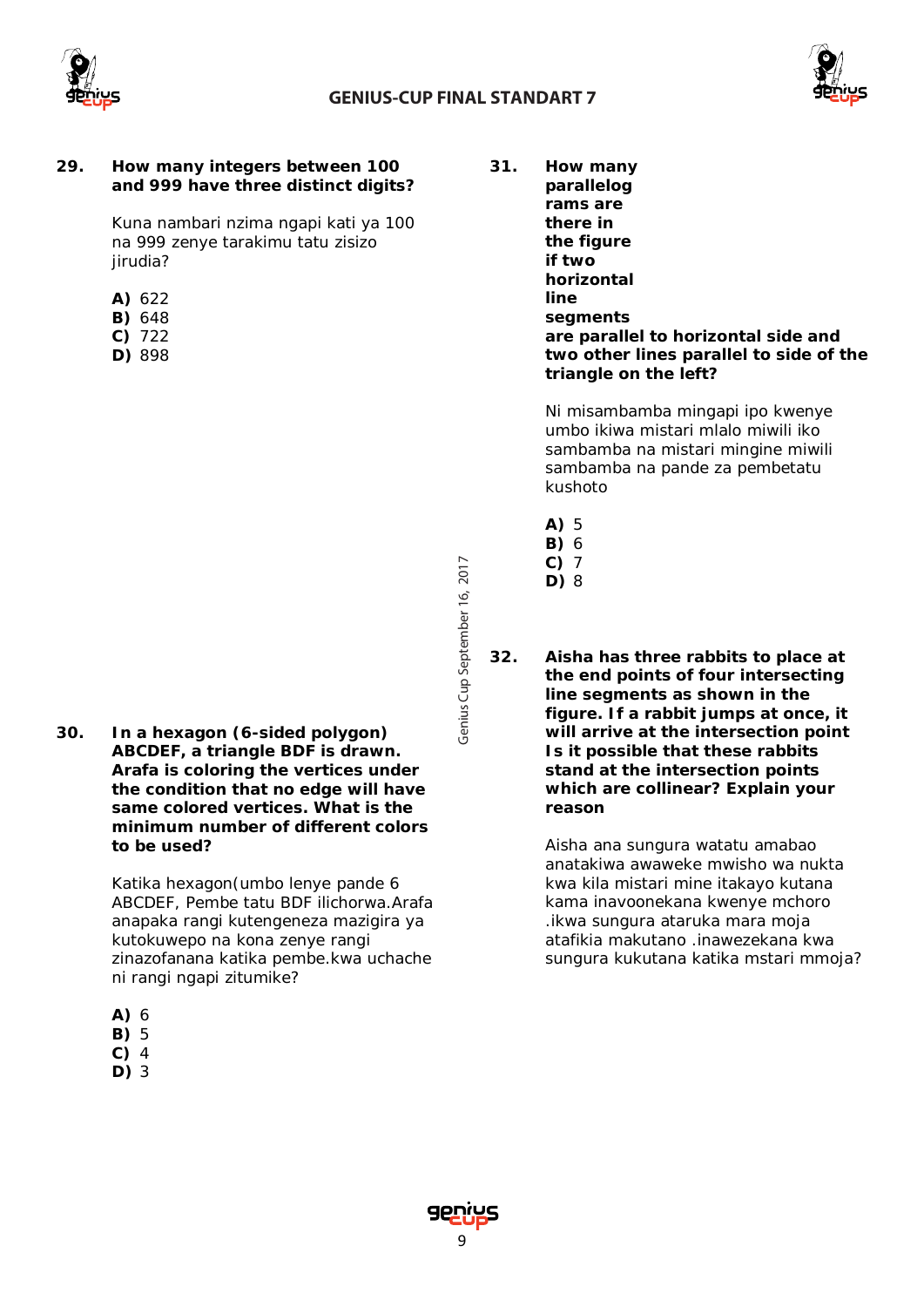**29. How many integers between 100 and 999 have three distinct digits?**

Kuna nambari nzima ngapi kati ya 100 na 999 zenye tarakimu tatu zisizo jirudia?

**A)** 622
**B)** 648
**C)** 722
**D)** 898

**30. In a hexagon (6-sided polygon) ABCDEF, a triangle BDF is drawn. Arafa is coloring the vertices under the condition that no edge will have same colored vertices. What is the minimum number of different colors to be used?**

Katika hexagon(umbo lenye pande 6 ABCDEF, Pembe tatu BDF ilichorwa.Arafa anapaka rangi kutengeneza mazigira ya kutokuwepo na kona zenye rangi zinazofanana katika pembe.kwa uchache ni rangi ngapi zitumike?

**A)** 6
**B)** 5
**C)** 4
**D)** 3

**31. How many parallelograms are there in the figure if two horizontal line segments are parallel to horizontal side and two other lines parallel to side of the triangle on the left?**

Ni misambamba mingapi ipo kwenye umbo ikiwa mistari mlalo miwili iko sambamba na mistari mingine miwili sambamba na pande za pembetatu kushoto

**A)** 5
**B)** 6
**C)** 7
**D)** 8

**32. Aisha has three rabbits to place at the end points of four intersecting line segments as shown in the figure. If a rabbit jumps at once, it will arrive at the intersection point Is it possible that these rabbits stand at the intersection points which are collinear? Explain your reason**

Aisha ana sungura watatu amabao anatakiwa awaweke mwisho wa nukta kwa kila mistari mine itakayo kutana kama inavoonekana kwenye mchoro .ikwa sungura ataruka mara moja atafikia makutano .inawezekana kwa sungura kukutana katika mstari mmoja?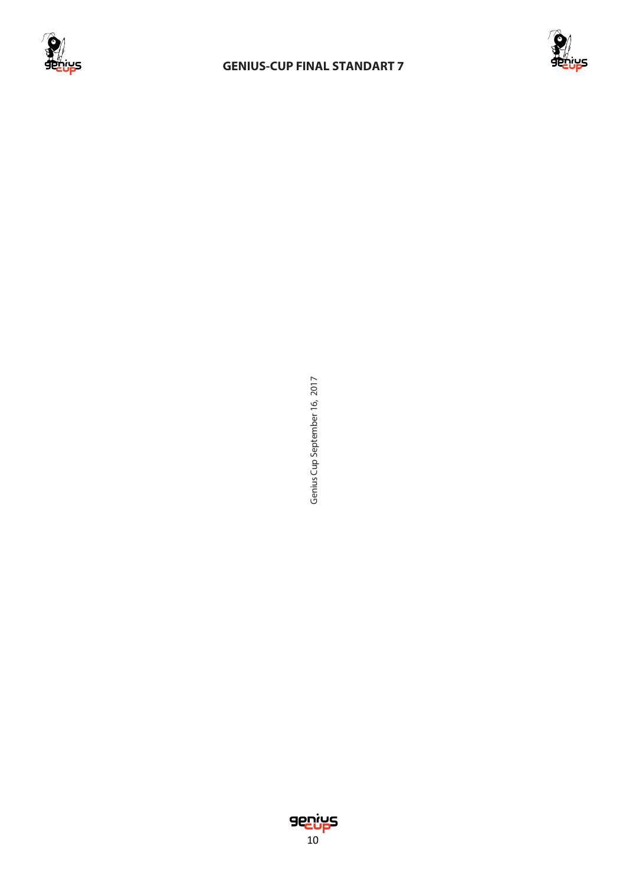Genius Cup September 16, 2017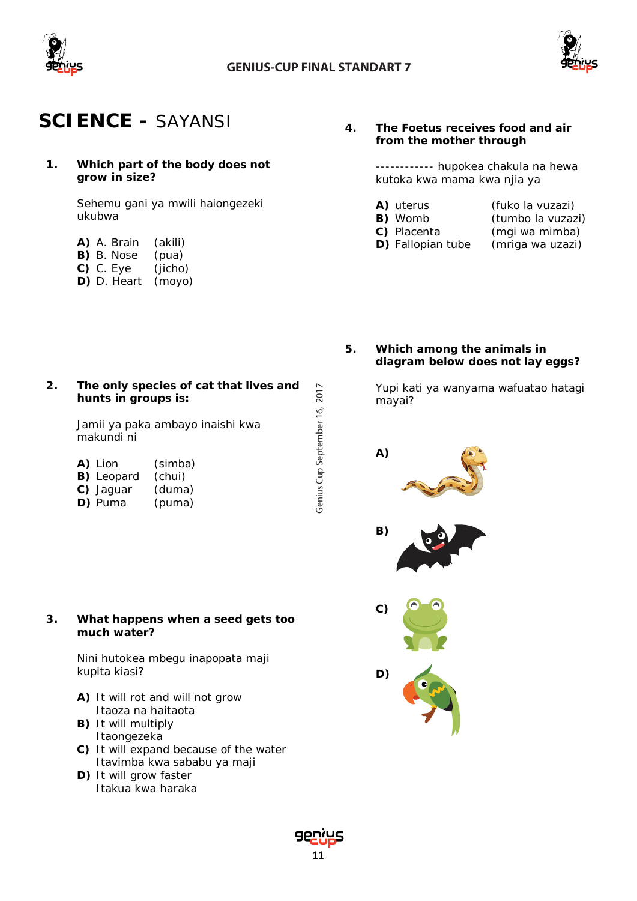# SCIENCE - SAYANSI

**1. Which part of the body does not grow in size?**

Sehemu gani ya mwili haiongezeki ukubwa

**A)** A. Brain (akili)
**B)** B. Nose (pua)
**C)** C. Eye (jicho)
**D)** D. Heart (moyo)

**2. The only species of cat that lives and hunts in groups is:**

Jamii ya paka ambayo inaishi kwa makundi ni

**A)** Lion (simba)
**B)** Leopard (chui)
**C)** Jaguar (duma)
**D)** Puma (puma)

**3. What happens when a seed gets too much water?**

Nini hutokea mbegu inapopata maji kupita kiasi?

**A)** It will rot and will not grow
Itaoza na haitaota
**B)** It will multiply
Itaongezeka
**C)** It will expand because of the water
Itavimba kwa sababu ya maji
**D)** It will grow faster
Itakua kwa haraka

**4. The Foetus receives food and air from the mother through**

------------ hupokea chakula na hewa kutoka kwa mama kwa njia ya

**A)** uterus (fuko la vuzazi)
**B)** Womb (tumbo la vuzazi)
**C)** Placenta (mgi wa mimba)
**D)** Fallopian tube (mriga wa uzazi)

**5. Which among the animals in diagram below does not lay eggs?**

Yupi kati ya wanyama wafuatao hatagi mayai?

**A)**

**B)**

**C)**

**D)**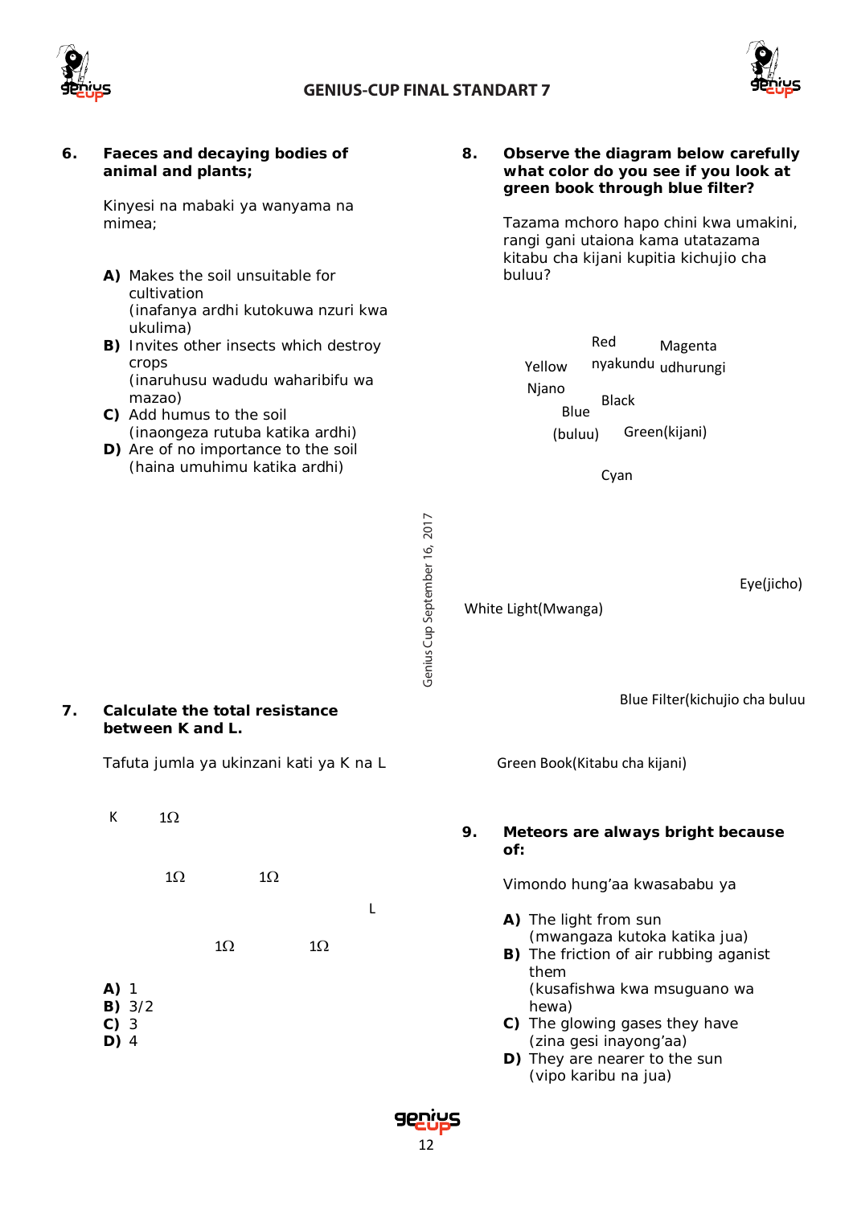**6. Faeces and decaying bodies of animal and plants;**

Kinyesi na mabaki ya wanyama na mimea;

- **A)** Makes the soil unsuitable for cultivation (inafanya ardhi kutokuwa nzuri kwa ukulima)
- **B)** Invites other insects which destroy crops (inaruhusu wadudu waharibifu wa mazao)
- **C)** Add humus to the soil (inaongeza rutuba katika ardhi)
- **D)** Are of no importance to the soil (haina umuhimu katika ardhi)

**7. Calculate the total resistance between K and L.**

Tafuta jumla ya ukinzani kati ya K na L

K 1Ω

1Ω 1Ω

L

1Ω 1Ω

- **A)** 1
- **B)** 3/2
- **C)** 3
- **D)** 4

**8. Observe the diagram below carefully what color do you see if you look at green book through blue filter?**

Tazama mchoro hapo chini kwa umakini, rangi gani utaiona kama utatazama kitabu cha kijani kupitia kichujio cha buluu?

Red nyakundu

Magenta udhurungi

Yellow Njano

Black

Blue (buluu)

Green(kijani)

Cyan

Eye(jicho)

White Light(Mwanga)

Blue Filter(kichujio cha buluu

Green Book(Kitabu cha kijani)

**9. Meteors are always bright because of:**

Vimondo hung'aa kwasababu ya

- **A)** The light from sun (mwangaza kutoka katika jua)
- **B)** The friction of air rubbing aganist them (kusafishwa kwa msuguano wa hewa)
- **C)** The glowing gases they have (zina gesi inayong'aa)
- **D)** They are nearer to the sun (vipo karibu na jua)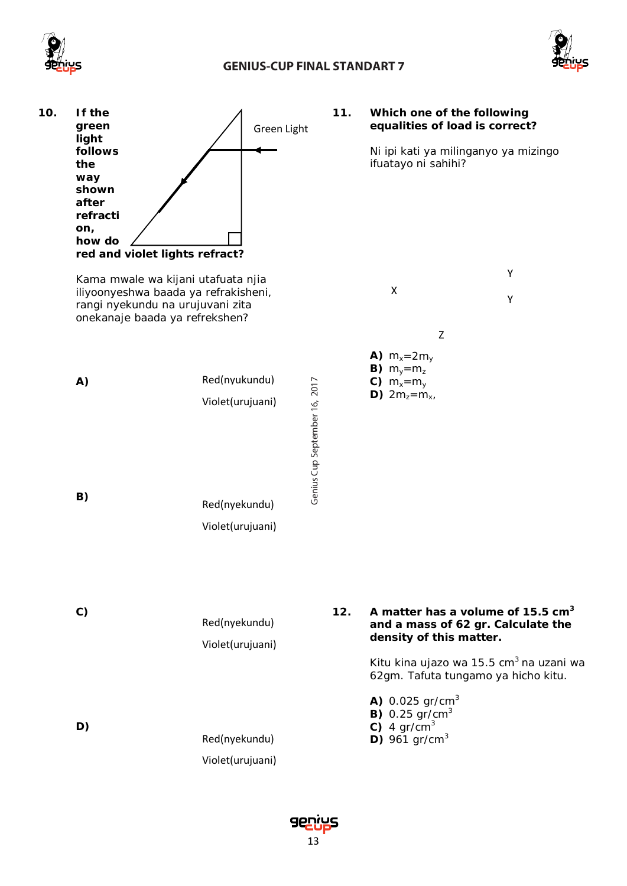**10. If the green light follows the way shown after refraction, how do red and violet lights refract?**

Green Light

Kama mwale wa kijani utafuata njia iliyoonyeshwa baada ya refrakisheni, rangi nyekundu na urujuvani zita onekanaje baada ya refrekshen?

**A)** Red(nyukundu) Violet(urujuani)

**B)** Red(nyekundu) Violet(urujuani)

**C)** Red(nyekundu) Violet(urujuani)

**D)** Red(nyekundu) Violet(urujuani)

Genius Cup September 16, 2017

**11. Which one of the following equalities of load is correct?**

Ni ipi kati ya milinganyo ya mizingo ifuatayo ni sahihi?

X Y Y Z

**A)** $m_x=2m_y$
**B)** $m_y=m_z$
**C)** $m_x=m_y$
**D)** $2m_z=m_x$,

**12. A matter has a volume of 15.5 cm$^3$ and a mass of 62 gr. Calculate the density of this matter.**

Kitu kina ujazo wa 15.5 cm$^3$ na uzani wa 62gm. Tafuta tungamo ya hicho kitu.

**A)** 0.025 gr/cm$^3$
**B)** 0.25 gr/cm$^3$
**C)** 4 gr/cm$^3$
**D)** 961 gr/cm$^3$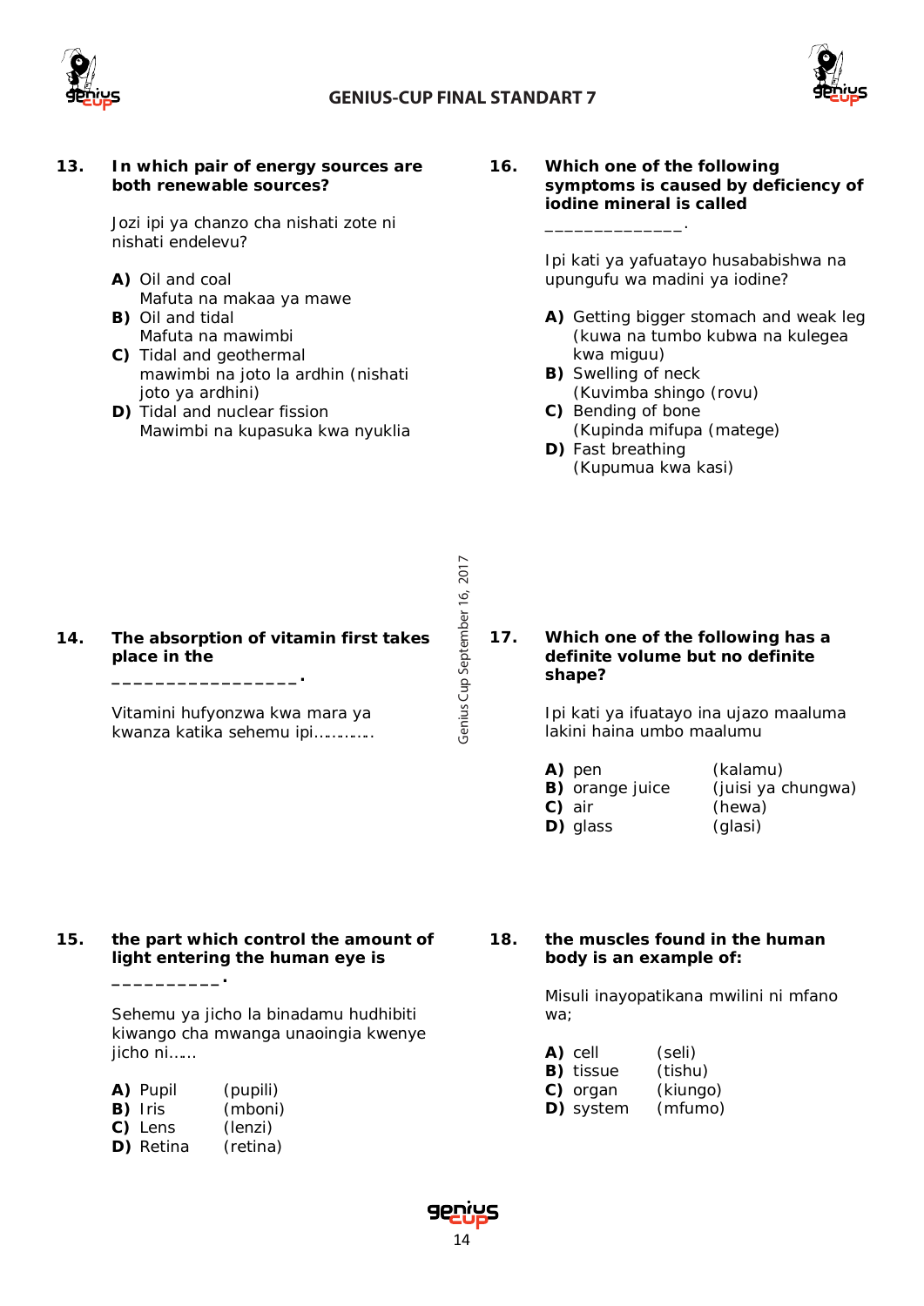**13. In which pair of energy sources are both renewable sources?**

Jozi ipi ya chanzo cha nishati zote ni nishati endelevu?

**A)** Oil and coal
Mafuta na makaa ya mawe
**B)** Oil and tidal
Mafuta na mawimbi
**C)** Tidal and geothermal
mawimbi na joto la ardhin (nishati joto ya ardhini)
**D)** Tidal and nuclear fission
Mawimbi na kupasuka kwa nyuklia

**14. The absorption of vitamin first takes place in the _________________.**

Vitamini hufyonzwa kwa mara ya kwanza katika sehemu ipi…………

**15. the part which control the amount of light entering the human eye is __________.**

Sehemu ya jicho la binadamu hudhibiti kiwango cha mwanga unaoingia kwenye jicho ni……

**A)** Pupil (pupili)
**B)** Iris (mboni)
**C)** Lens (lenzi)
**D)** Retina (retina)

**16. Which one of the following symptoms is caused by deficiency of iodine mineral is called ______________.**

Ipi kati ya yafuatayo husababishwa na upungufu wa madini ya iodine?

**A)** Getting bigger stomach and weak leg
(kuwa na tumbo kubwa na kulegea kwa miguu)
**B)** Swelling of neck
(Kuvimba shingo (rovu)
**C)** Bending of bone
(Kupinda mifupa (matege)
**D)** Fast breathing
(Kupumua kwa kasi)

**17. Which one of the following has a definite volume but no definite shape?**

Ipi kati ya ifuatayo ina ujazo maaluma lakini haina umbo maalumu

**A)** pen (kalamu)
**B)** orange juice (juisi ya chungwa)
**C)** air (hewa)
**D)** glass (glasi)

**18. the muscles found in the human body is an example of:**

Misuli inayopatikana mwilini ni mfano wa;

**A)** cell (seli)
**B)** tissue (tishu)
**C)** organ (kiungo)
**D)** system (mfumo)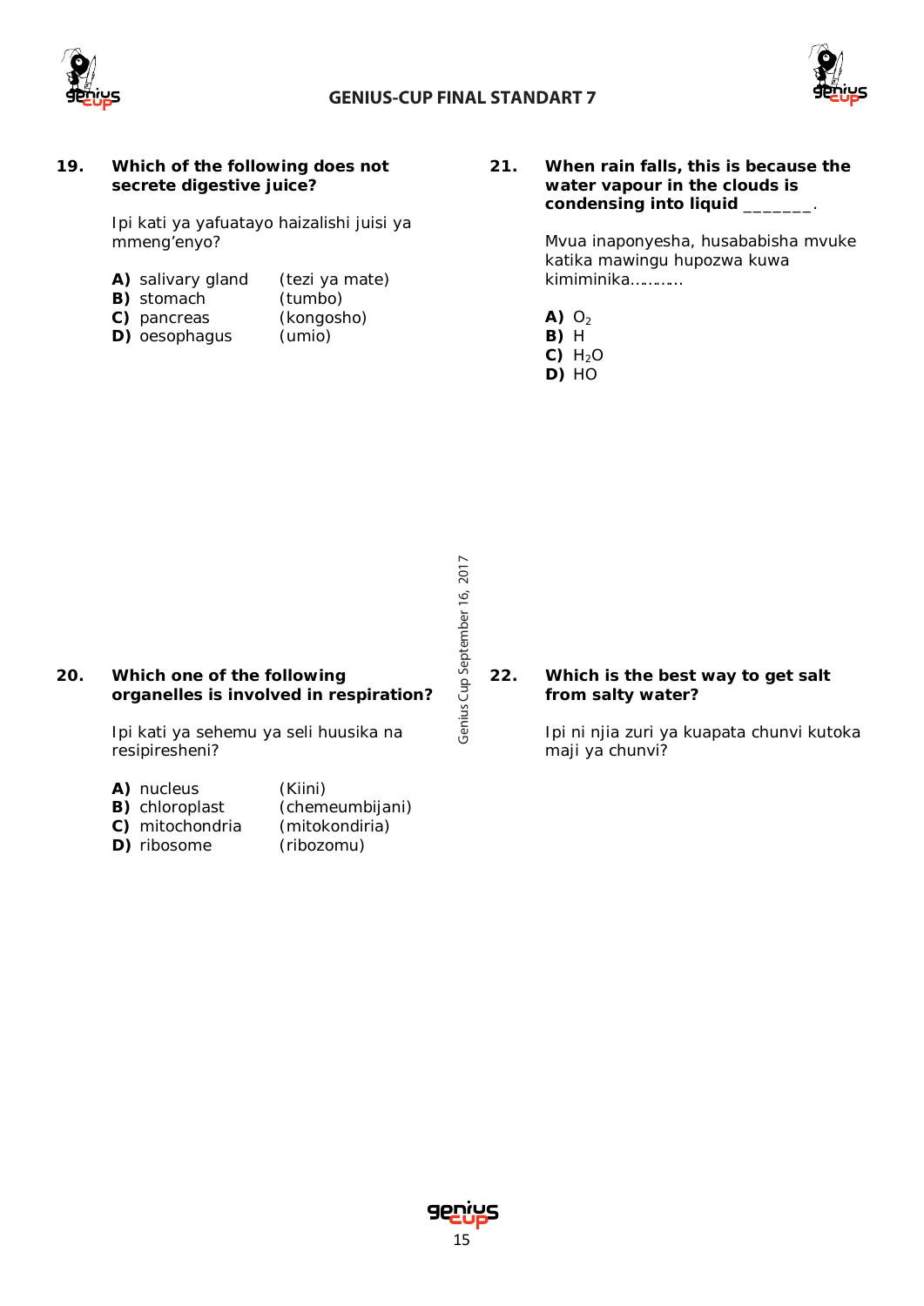**19. Which of the following does not secrete digestive juice?**

Ipi kati ya yafuatayo haizalishi juisi ya mmeng'enyo?

**A)** salivary gland (tezi ya mate)
**B)** stomach (tumbo)
**C)** pancreas (kongosho)
**D)** oesophagus (umio)

**20. Which one of the following organelles is involved in respiration?**

Ipi kati ya sehemu ya seli huusika na resipiresheni?

**A)** nucleus (Kiini)
**B)** chloroplast (chemeumbijani)
**C)** mitochondria (mitokondiria)
**D)** ribosome (ribozomu)

**21. When rain falls, this is because the water vapour in the clouds is condensing into liquid _______.**

Mvua inaponyesha, husababisha mvuke katika mawingu hupozwa kuwa kimiminika………..

**A)** $O_2$
**B)** H
**C)** $H_2O$
**D)** HO

**22. Which is the best way to get salt from salty water?**

Ipi ni njia zuri ya kuapata chunvi kutoka maji ya chunvi?